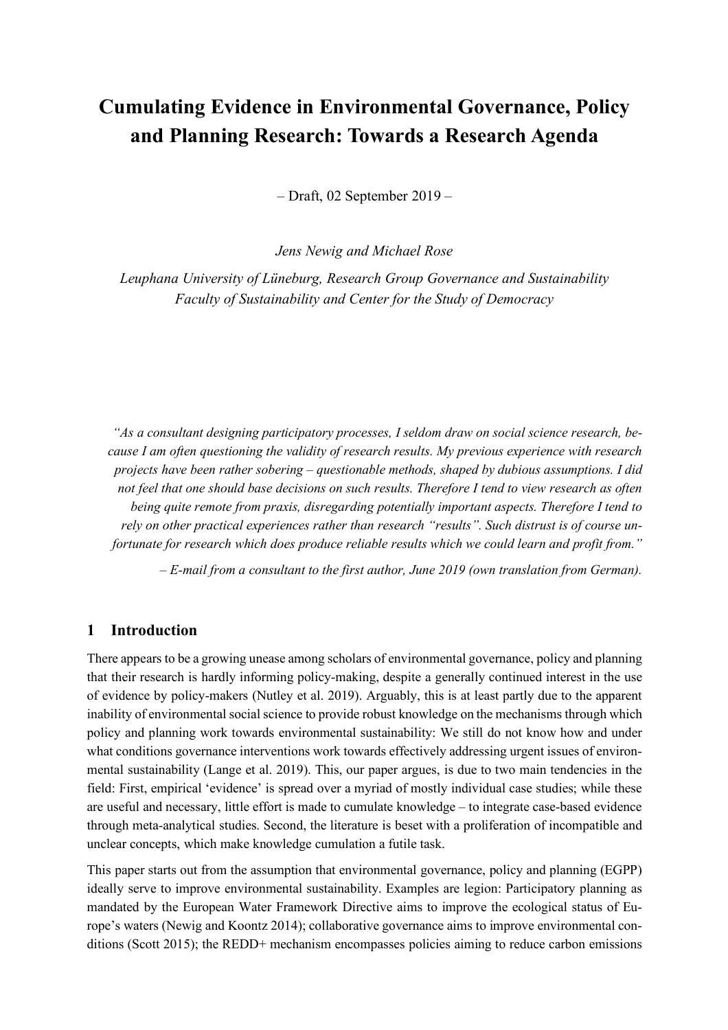# Cumulating Evidence in Environmental Governance, Policy and Planning Research: Towards a Research Agenda

– Draft, 02 September 2019 –

*Jens Newig and Michael Rose*

*Leuphana University of Lüneburg, Research Group Governance and Sustainability*
*Faculty of Sustainability and Center for the Study of Democracy*

> *"As a consultant designing participatory processes, I seldom draw on social science research, because I am often questioning the validity of research results. My previous experience with research projects have been rather sobering – questionable methods, shaped by dubious assumptions. I did not feel that one should base decisions on such results. Therefore I tend to view research as often being quite remote from praxis, disregarding potentially important aspects. Therefore I tend to rely on other practical experiences rather than research "results". Such distrust is of course unfortunate for research which does produce reliable results which we could learn and profit from."*
>
> *– E-mail from a consultant to the first author, June 2019 (own translation from German).*

## 1 Introduction

There appears to be a growing unease among scholars of environmental governance, policy and planning that their research is hardly informing policy-making, despite a generally continued interest in the use of evidence by policy-makers (Nutley et al. 2019). Arguably, this is at least partly due to the apparent inability of environmental social science to provide robust knowledge on the mechanisms through which policy and planning work towards environmental sustainability: We still do not know how and under what conditions governance interventions work towards effectively addressing urgent issues of environmental sustainability (Lange et al. 2019). This, our paper argues, is due to two main tendencies in the field: First, empirical 'evidence' is spread over a myriad of mostly individual case studies; while these are useful and necessary, little effort is made to cumulate knowledge – to integrate case-based evidence through meta-analytical studies. Second, the literature is beset with a proliferation of incompatible and unclear concepts, which make knowledge cumulation a futile task.

This paper starts out from the assumption that environmental governance, policy and planning (EGPP) ideally serve to improve environmental sustainability. Examples are legion: Participatory planning as mandated by the European Water Framework Directive aims to improve the ecological status of Europe's waters (Newig and Koontz 2014); collaborative governance aims to improve environmental conditions (Scott 2015); the REDD+ mechanism encompasses policies aiming to reduce carbon emissions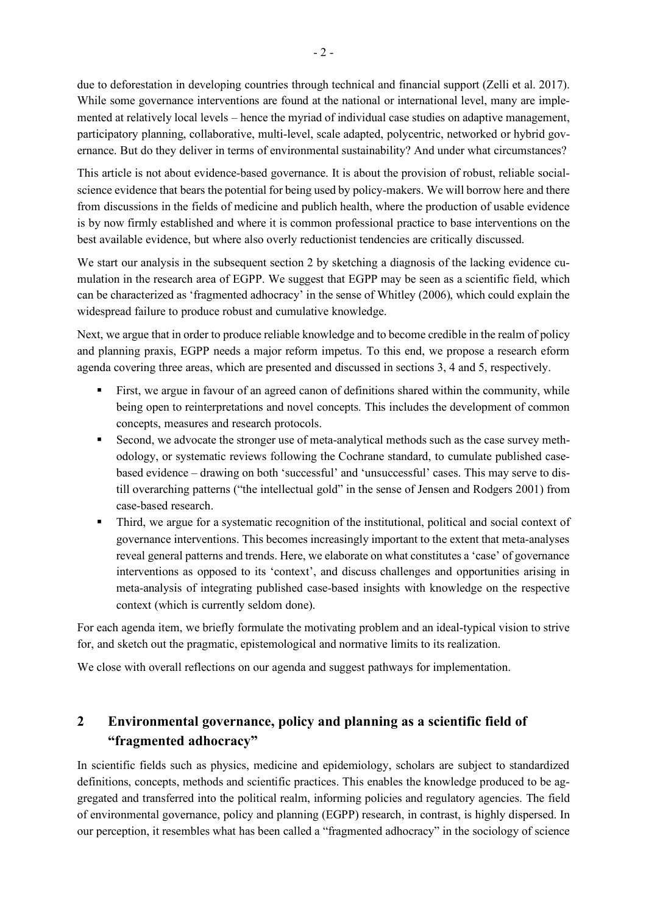due to deforestation in developing countries through technical and financial support (Zelli et al. 2017). While some governance interventions are found at the national or international level, many are implemented at relatively local levels – hence the myriad of individual case studies on adaptive management, participatory planning, collaborative, multi-level, scale adapted, polycentric, networked or hybrid governance. But do they deliver in terms of environmental sustainability? And under what circumstances?

This article is not about evidence-based governance. It is about the provision of robust, reliable social-science evidence that bears the potential for being used by policy-makers. We will borrow here and there from discussions in the fields of medicine and publich health, where the production of usable evidence is by now firmly established and where it is common professional practice to base interventions on the best available evidence, but where also overly reductionist tendencies are critically discussed.

We start our analysis in the subsequent section 2 by sketching a diagnosis of the lacking evidence cumulation in the research area of EGPP. We suggest that EGPP may be seen as a scientific field, which can be characterized as 'fragmented adhocracy' in the sense of Whitley (2006), which could explain the widespread failure to produce robust and cumulative knowledge.

Next, we argue that in order to produce reliable knowledge and to become credible in the realm of policy and planning praxis, EGPP needs a major reform impetus. To this end, we propose a research eform agenda covering three areas, which are presented and discussed in sections 3, 4 and 5, respectively.

- First, we argue in favour of an agreed canon of definitions shared within the community, while being open to reinterpretations and novel concepts. This includes the development of common concepts, measures and research protocols.
- Second, we advocate the stronger use of meta-analytical methods such as the case survey methodology, or systematic reviews following the Cochrane standard, to cumulate published case-based evidence – drawing on both 'successful' and 'unsuccessful' cases. This may serve to distill overarching patterns ("the intellectual gold" in the sense of Jensen and Rodgers 2001) from case-based research.
- Third, we argue for a systematic recognition of the institutional, political and social context of governance interventions. This becomes increasingly important to the extent that meta-analyses reveal general patterns and trends. Here, we elaborate on what constitutes a 'case' of governance interventions as opposed to its 'context', and discuss challenges and opportunities arising in meta-analysis of integrating published case-based insights with knowledge on the respective context (which is currently seldom done).

For each agenda item, we briefly formulate the motivating problem and an ideal-typical vision to strive for, and sketch out the pragmatic, epistemological and normative limits to its realization.

We close with overall reflections on our agenda and suggest pathways for implementation.

## 2 Environmental governance, policy and planning as a scientific field of "fragmented adhocracy"

In scientific fields such as physics, medicine and epidemiology, scholars are subject to standardized definitions, concepts, methods and scientific practices. This enables the knowledge produced to be aggregated and transferred into the political realm, informing policies and regulatory agencies. The field of environmental governance, policy and planning (EGPP) research, in contrast, is highly dispersed. In our perception, it resembles what has been called a "fragmented adhocracy" in the sociology of science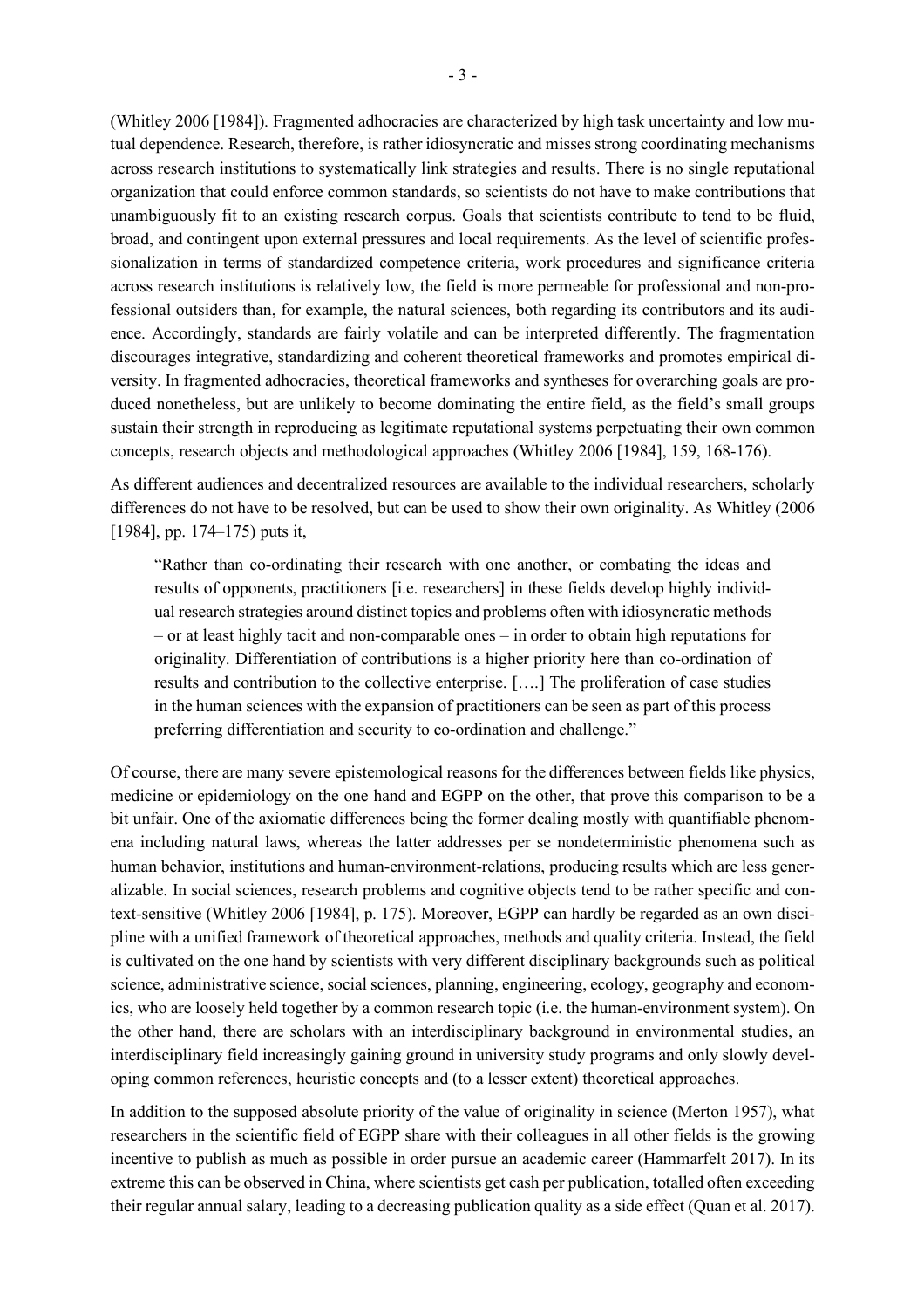(Whitley 2006 [1984]). Fragmented adhocracies are characterized by high task uncertainty and low mutual dependence. Research, therefore, is rather idiosyncratic and misses strong coordinating mechanisms across research institutions to systematically link strategies and results. There is no single reputational organization that could enforce common standards, so scientists do not have to make contributions that unambiguously fit to an existing research corpus. Goals that scientists contribute to tend to be fluid, broad, and contingent upon external pressures and local requirements. As the level of scientific professionalization in terms of standardized competence criteria, work procedures and significance criteria across research institutions is relatively low, the field is more permeable for professional and non-professional outsiders than, for example, the natural sciences, both regarding its contributors and its audience. Accordingly, standards are fairly volatile and can be interpreted differently. The fragmentation discourages integrative, standardizing and coherent theoretical frameworks and promotes empirical diversity. In fragmented adhocracies, theoretical frameworks and syntheses for overarching goals are produced nonetheless, but are unlikely to become dominating the entire field, as the field's small groups sustain their strength in reproducing as legitimate reputational systems perpetuating their own common concepts, research objects and methodological approaches (Whitley 2006 [1984], 159, 168-176).

As different audiences and decentralized resources are available to the individual researchers, scholarly differences do not have to be resolved, but can be used to show their own originality. As Whitley (2006 [1984], pp. 174–175) puts it,

> "Rather than co-ordinating their research with one another, or combating the ideas and results of opponents, practitioners [i.e. researchers] in these fields develop highly individual research strategies around distinct topics and problems often with idiosyncratic methods – or at least highly tacit and non-comparable ones – in order to obtain high reputations for originality. Differentiation of contributions is a higher priority here than co-ordination of results and contribution to the collective enterprise. [….] The proliferation of case studies in the human sciences with the expansion of practitioners can be seen as part of this process preferring differentiation and security to co-ordination and challenge."

Of course, there are many severe epistemological reasons for the differences between fields like physics, medicine or epidemiology on the one hand and EGPP on the other, that prove this comparison to be a bit unfair. One of the axiomatic differences being the former dealing mostly with quantifiable phenomena including natural laws, whereas the latter addresses per se nondeterministic phenomena such as human behavior, institutions and human-environment-relations, producing results which are less generalizable. In social sciences, research problems and cognitive objects tend to be rather specific and context-sensitive (Whitley 2006 [1984], p. 175). Moreover, EGPP can hardly be regarded as an own discipline with a unified framework of theoretical approaches, methods and quality criteria. Instead, the field is cultivated on the one hand by scientists with very different disciplinary backgrounds such as political science, administrative science, social sciences, planning, engineering, ecology, geography and economics, who are loosely held together by a common research topic (i.e. the human-environment system). On the other hand, there are scholars with an interdisciplinary background in environmental studies, an interdisciplinary field increasingly gaining ground in university study programs and only slowly developing common references, heuristic concepts and (to a lesser extent) theoretical approaches.

In addition to the supposed absolute priority of the value of originality in science (Merton 1957), what researchers in the scientific field of EGPP share with their colleagues in all other fields is the growing incentive to publish as much as possible in order pursue an academic career (Hammarfelt 2017). In its extreme this can be observed in China, where scientists get cash per publication, totalled often exceeding their regular annual salary, leading to a decreasing publication quality as a side effect (Quan et al. 2017).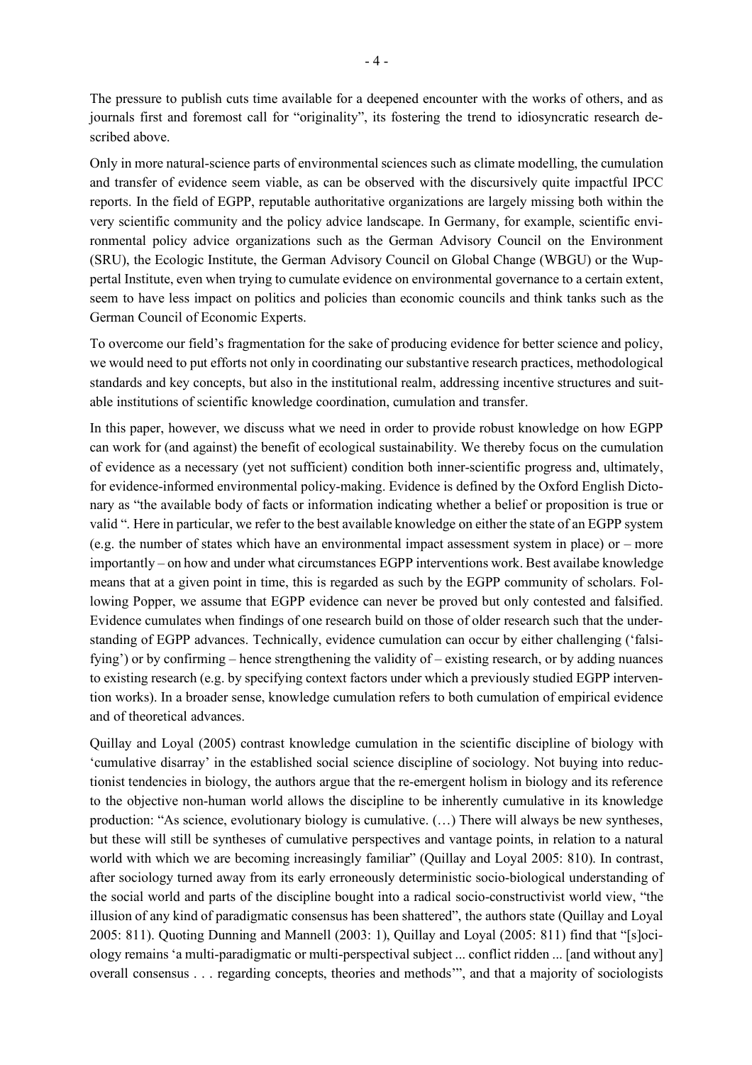The pressure to publish cuts time available for a deepened encounter with the works of others, and as journals first and foremost call for "originality", its fostering the trend to idiosyncratic research described above.

Only in more natural-science parts of environmental sciences such as climate modelling, the cumulation and transfer of evidence seem viable, as can be observed with the discursively quite impactful IPCC reports. In the field of EGPP, reputable authoritative organizations are largely missing both within the very scientific community and the policy advice landscape. In Germany, for example, scientific environmental policy advice organizations such as the German Advisory Council on the Environment (SRU), the Ecologic Institute, the German Advisory Council on Global Change (WBGU) or the Wuppertal Institute, even when trying to cumulate evidence on environmental governance to a certain extent, seem to have less impact on politics and policies than economic councils and think tanks such as the German Council of Economic Experts.

To overcome our field's fragmentation for the sake of producing evidence for better science and policy, we would need to put efforts not only in coordinating our substantive research practices, methodological standards and key concepts, but also in the institutional realm, addressing incentive structures and suitable institutions of scientific knowledge coordination, cumulation and transfer.

In this paper, however, we discuss what we need in order to provide robust knowledge on how EGPP can work for (and against) the benefit of ecological sustainability. We thereby focus on the cumulation of evidence as a necessary (yet not sufficient) condition both inner-scientific progress and, ultimately, for evidence-informed environmental policy-making. Evidence is defined by the Oxford English Dictionary as "the available body of facts or information indicating whether a belief or proposition is true or valid ". Here in particular, we refer to the best available knowledge on either the state of an EGPP system (e.g. the number of states which have an environmental impact assessment system in place) or – more importantly – on how and under what circumstances EGPP interventions work. Best availabe knowledge means that at a given point in time, this is regarded as such by the EGPP community of scholars. Following Popper, we assume that EGPP evidence can never be proved but only contested and falsified. Evidence cumulates when findings of one research build on those of older research such that the understanding of EGPP advances. Technically, evidence cumulation can occur by either challenging ('falsifying') or by confirming – hence strengthening the validity of – existing research, or by adding nuances to existing research (e.g. by specifying context factors under which a previously studied EGPP intervention works). In a broader sense, knowledge cumulation refers to both cumulation of empirical evidence and of theoretical advances.

Quillay and Loyal (2005) contrast knowledge cumulation in the scientific discipline of biology with 'cumulative disarray' in the established social science discipline of sociology. Not buying into reductionist tendencies in biology, the authors argue that the re-emergent holism in biology and its reference to the objective non-human world allows the discipline to be inherently cumulative in its knowledge production: "As science, evolutionary biology is cumulative. (…) There will always be new syntheses, but these will still be syntheses of cumulative perspectives and vantage points, in relation to a natural world with which we are becoming increasingly familiar" (Quillay and Loyal 2005: 810). In contrast, after sociology turned away from its early erroneously deterministic socio-biological understanding of the social world and parts of the discipline bought into a radical socio-constructivist world view, "the illusion of any kind of paradigmatic consensus has been shattered", the authors state (Quillay and Loyal 2005: 811). Quoting Dunning and Mannell (2003: 1), Quillay and Loyal (2005: 811) find that "[s]ociology remains 'a multi-paradigmatic or multi-perspectival subject ... conflict ridden ... [and without any] overall consensus . . . regarding concepts, theories and methods'", and that a majority of sociologists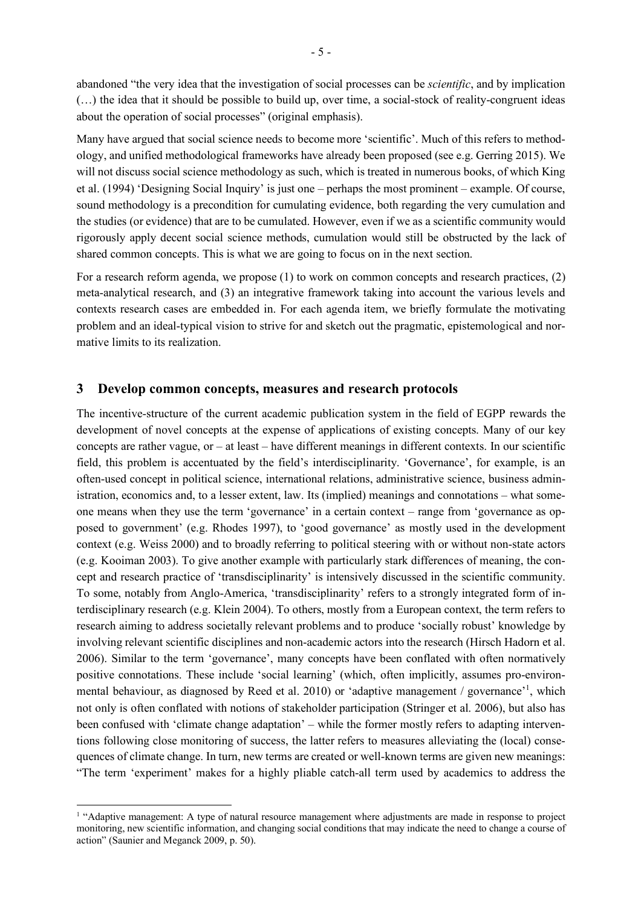abandoned "the very idea that the investigation of social processes can be *scientific*, and by implication (…) the idea that it should be possible to build up, over time, a social-stock of reality-congruent ideas about the operation of social processes" (original emphasis).

Many have argued that social science needs to become more 'scientific'. Much of this refers to methodology, and unified methodological frameworks have already been proposed (see e.g. Gerring 2015). We will not discuss social science methodology as such, which is treated in numerous books, of which King et al. (1994) 'Designing Social Inquiry' is just one – perhaps the most prominent – example. Of course, sound methodology is a precondition for cumulating evidence, both regarding the very cumulation and the studies (or evidence) that are to be cumulated. However, even if we as a scientific community would rigorously apply decent social science methods, cumulation would still be obstructed by the lack of shared common concepts. This is what we are going to focus on in the next section.

For a research reform agenda, we propose (1) to work on common concepts and research practices, (2) meta-analytical research, and (3) an integrative framework taking into account the various levels and contexts research cases are embedded in. For each agenda item, we briefly formulate the motivating problem and an ideal-typical vision to strive for and sketch out the pragmatic, epistemological and normative limits to its realization.

## 3 Develop common concepts, measures and research protocols

The incentive-structure of the current academic publication system in the field of EGPP rewards the development of novel concepts at the expense of applications of existing concepts. Many of our key concepts are rather vague, or – at least – have different meanings in different contexts. In our scientific field, this problem is accentuated by the field's interdisciplinarity. 'Governance', for example, is an often-used concept in political science, international relations, administrative science, business administration, economics and, to a lesser extent, law. Its (implied) meanings and connotations – what someone means when they use the term 'governance' in a certain context – range from 'governance as opposed to government' (e.g. Rhodes 1997), to 'good governance' as mostly used in the development context (e.g. Weiss 2000) and to broadly referring to political steering with or without non-state actors (e.g. Kooiman 2003). To give another example with particularly stark differences of meaning, the concept and research practice of 'transdisciplinarity' is intensively discussed in the scientific community. To some, notably from Anglo-America, 'transdisciplinarity' refers to a strongly integrated form of interdisciplinary research (e.g. Klein 2004). To others, mostly from a European context, the term refers to research aiming to address societally relevant problems and to produce 'socially robust' knowledge by involving relevant scientific disciplines and non-academic actors into the research (Hirsch Hadorn et al. 2006). Similar to the term 'governance', many concepts have been conflated with often normatively positive connotations. These include 'social learning' (which, often implicitly, assumes pro-environmental behaviour, as diagnosed by Reed et al. 2010) or 'adaptive management / governance'[1], which not only is often conflated with notions of stakeholder participation (Stringer et al. 2006), but also has been confused with 'climate change adaptation' – while the former mostly refers to adapting interventions following close monitoring of success, the latter refers to measures alleviating the (local) consequences of climate change. In turn, new terms are created or well-known terms are given new meanings: "The term 'experiment' makes for a highly pliable catch-all term used by academics to address the

[1] "Adaptive management: A type of natural resource management where adjustments are made in response to project monitoring, new scientific information, and changing social conditions that may indicate the need to change a course of action" (Saunier and Meganck 2009, p. 50).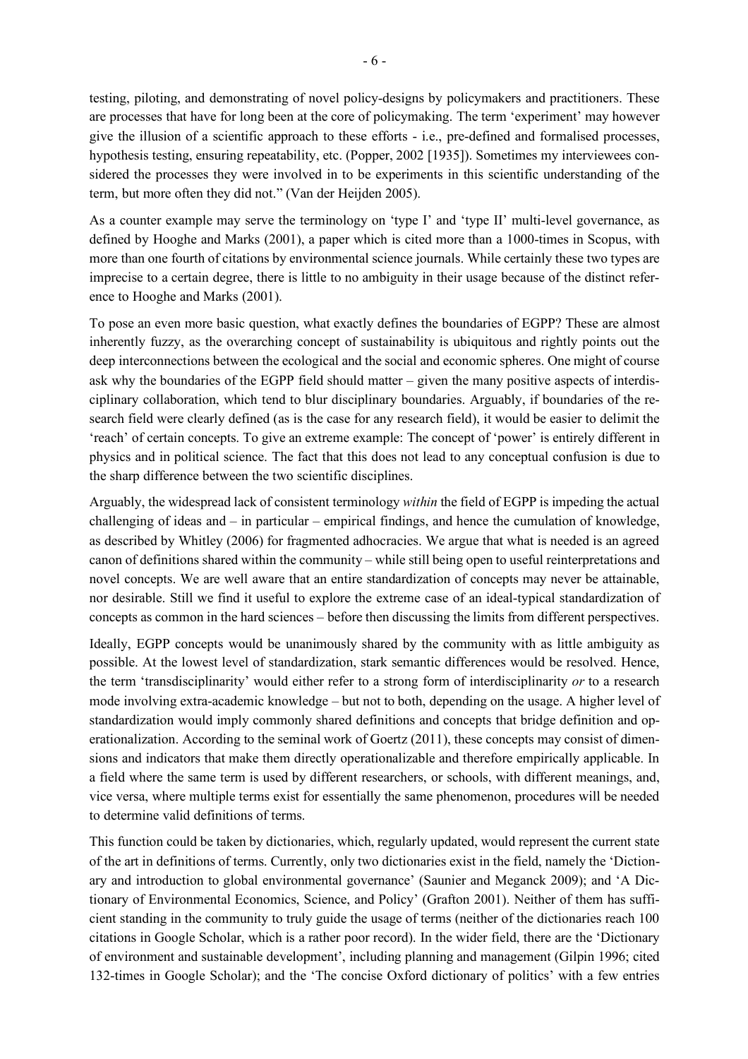testing, piloting, and demonstrating of novel policy-designs by policymakers and practitioners. These are processes that have for long been at the core of policymaking. The term 'experiment' may however give the illusion of a scientific approach to these efforts - i.e., pre-defined and formalised processes, hypothesis testing, ensuring repeatability, etc. (Popper, 2002 [1935]). Sometimes my interviewees considered the processes they were involved in to be experiments in this scientific understanding of the term, but more often they did not." (Van der Heijden 2005).

As a counter example may serve the terminology on 'type I' and 'type II' multi-level governance, as defined by Hooghe and Marks (2001), a paper which is cited more than a 1000-times in Scopus, with more than one fourth of citations by environmental science journals. While certainly these two types are imprecise to a certain degree, there is little to no ambiguity in their usage because of the distinct reference to Hooghe and Marks (2001).

To pose an even more basic question, what exactly defines the boundaries of EGPP? These are almost inherently fuzzy, as the overarching concept of sustainability is ubiquitous and rightly points out the deep interconnections between the ecological and the social and economic spheres. One might of course ask why the boundaries of the EGPP field should matter – given the many positive aspects of interdisciplinary collaboration, which tend to blur disciplinary boundaries. Arguably, if boundaries of the research field were clearly defined (as is the case for any research field), it would be easier to delimit the 'reach' of certain concepts. To give an extreme example: The concept of 'power' is entirely different in physics and in political science. The fact that this does not lead to any conceptual confusion is due to the sharp difference between the two scientific disciplines.

Arguably, the widespread lack of consistent terminology *within* the field of EGPP is impeding the actual challenging of ideas and – in particular – empirical findings, and hence the cumulation of knowledge, as described by Whitley (2006) for fragmented adhocracies. We argue that what is needed is an agreed canon of definitions shared within the community – while still being open to useful reinterpretations and novel concepts. We are well aware that an entire standardization of concepts may never be attainable, nor desirable. Still we find it useful to explore the extreme case of an ideal-typical standardization of concepts as common in the hard sciences – before then discussing the limits from different perspectives.

Ideally, EGPP concepts would be unanimously shared by the community with as little ambiguity as possible. At the lowest level of standardization, stark semantic differences would be resolved. Hence, the term 'transdisciplinarity' would either refer to a strong form of interdisciplinarity *or* to a research mode involving extra-academic knowledge – but not to both, depending on the usage. A higher level of standardization would imply commonly shared definitions and concepts that bridge definition and operationalization. According to the seminal work of Goertz (2011), these concepts may consist of dimensions and indicators that make them directly operationalizable and therefore empirically applicable. In a field where the same term is used by different researchers, or schools, with different meanings, and, vice versa, where multiple terms exist for essentially the same phenomenon, procedures will be needed to determine valid definitions of terms.

This function could be taken by dictionaries, which, regularly updated, would represent the current state of the art in definitions of terms. Currently, only two dictionaries exist in the field, namely the 'Dictionary and introduction to global environmental governance' (Saunier and Meganck 2009); and 'A Dictionary of Environmental Economics, Science, and Policy' (Grafton 2001). Neither of them has sufficient standing in the community to truly guide the usage of terms (neither of the dictionaries reach 100 citations in Google Scholar, which is a rather poor record). In the wider field, there are the 'Dictionary of environment and sustainable development', including planning and management (Gilpin 1996; cited 132-times in Google Scholar); and the 'The concise Oxford dictionary of politics' with a few entries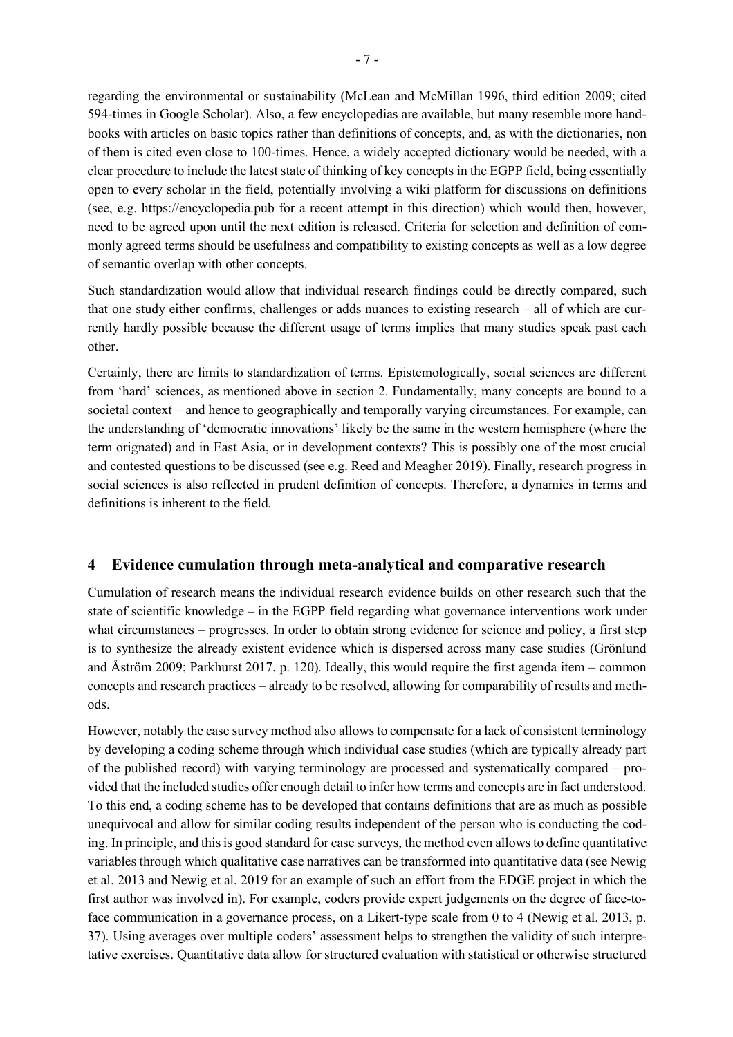regarding the environmental or sustainability (McLean and McMillan 1996, third edition 2009; cited 594-times in Google Scholar). Also, a few encyclopedias are available, but many resemble more handbooks with articles on basic topics rather than definitions of concepts, and, as with the dictionaries, non of them is cited even close to 100-times. Hence, a widely accepted dictionary would be needed, with a clear procedure to include the latest state of thinking of key concepts in the EGPP field, being essentially open to every scholar in the field, potentially involving a wiki platform for discussions on definitions (see, e.g. https://encyclopedia.pub for a recent attempt in this direction) which would then, however, need to be agreed upon until the next edition is released. Criteria for selection and definition of commonly agreed terms should be usefulness and compatibility to existing concepts as well as a low degree of semantic overlap with other concepts.

Such standardization would allow that individual research findings could be directly compared, such that one study either confirms, challenges or adds nuances to existing research – all of which are currently hardly possible because the different usage of terms implies that many studies speak past each other.

Certainly, there are limits to standardization of terms. Epistemologically, social sciences are different from 'hard' sciences, as mentioned above in section 2. Fundamentally, many concepts are bound to a societal context – and hence to geographically and temporally varying circumstances. For example, can the understanding of 'democratic innovations' likely be the same in the western hemisphere (where the term orignated) and in East Asia, or in development contexts? This is possibly one of the most crucial and contested questions to be discussed (see e.g. Reed and Meagher 2019). Finally, research progress in social sciences is also reflected in prudent definition of concepts. Therefore, a dynamics in terms and definitions is inherent to the field.

## 4 Evidence cumulation through meta-analytical and comparative research

Cumulation of research means the individual research evidence builds on other research such that the state of scientific knowledge – in the EGPP field regarding what governance interventions work under what circumstances – progresses. In order to obtain strong evidence for science and policy, a first step is to synthesize the already existent evidence which is dispersed across many case studies (Grönlund and Åström 2009; Parkhurst 2017, p. 120). Ideally, this would require the first agenda item – common concepts and research practices – already to be resolved, allowing for comparability of results and methods.

However, notably the case survey method also allows to compensate for a lack of consistent terminology by developing a coding scheme through which individual case studies (which are typically already part of the published record) with varying terminology are processed and systematically compared – provided that the included studies offer enough detail to infer how terms and concepts are in fact understood. To this end, a coding scheme has to be developed that contains definitions that are as much as possible unequivocal and allow for similar coding results independent of the person who is conducting the coding. In principle, and this is good standard for case surveys, the method even allows to define quantitative variables through which qualitative case narratives can be transformed into quantitative data (see Newig et al. 2013 and Newig et al. 2019 for an example of such an effort from the EDGE project in which the first author was involved in). For example, coders provide expert judgements on the degree of face-to-face communication in a governance process, on a Likert-type scale from 0 to 4 (Newig et al. 2013, p. 37). Using averages over multiple coders' assessment helps to strengthen the validity of such interpretative exercises. Quantitative data allow for structured evaluation with statistical or otherwise structured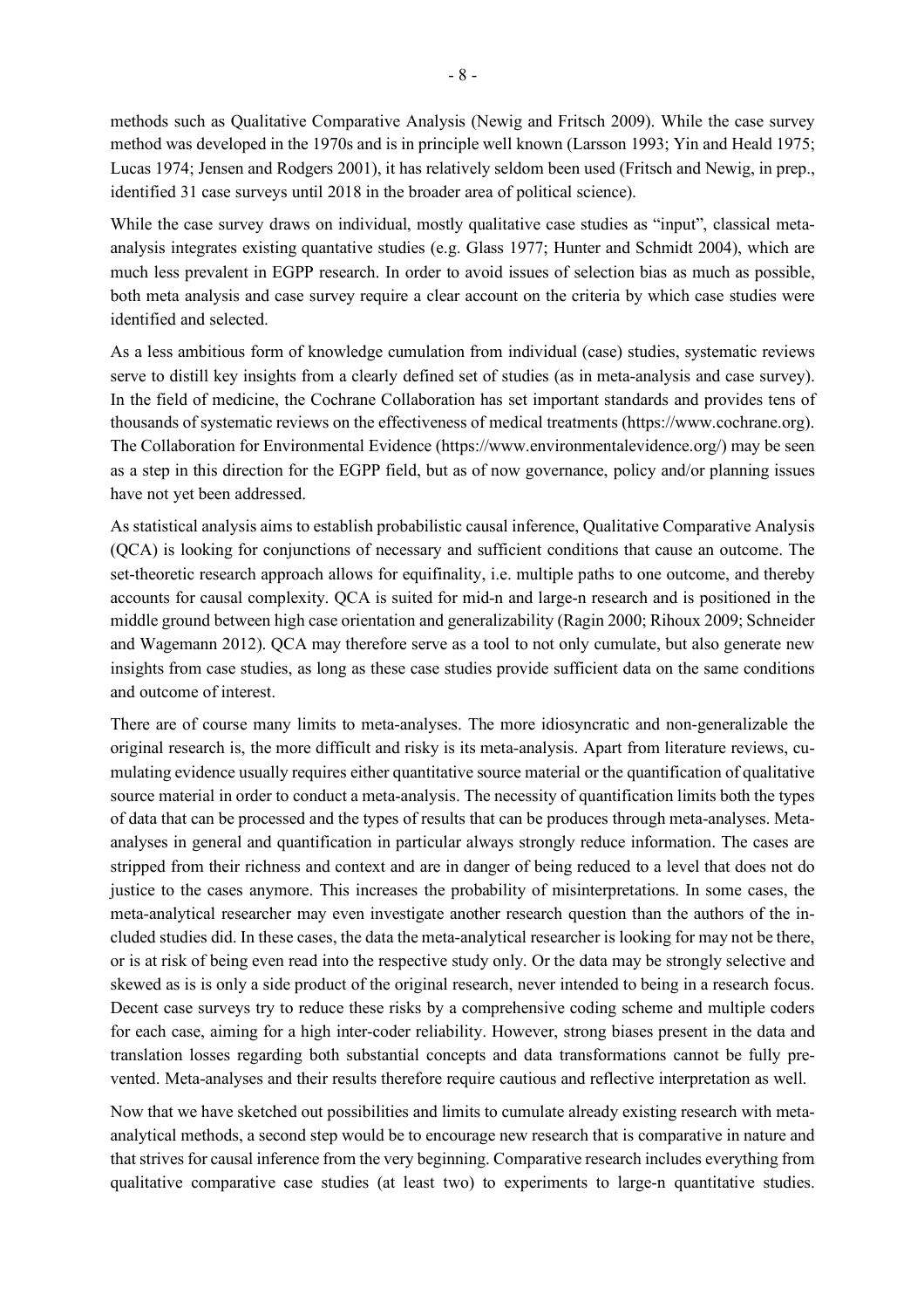methods such as Qualitative Comparative Analysis (Newig and Fritsch 2009). While the case survey method was developed in the 1970s and is in principle well known (Larsson 1993; Yin and Heald 1975; Lucas 1974; Jensen and Rodgers 2001), it has relatively seldom been used (Fritsch and Newig, in prep., identified 31 case surveys until 2018 in the broader area of political science).

While the case survey draws on individual, mostly qualitative case studies as "input", classical meta-analysis integrates existing quantative studies (e.g. Glass 1977; Hunter and Schmidt 2004), which are much less prevalent in EGPP research. In order to avoid issues of selection bias as much as possible, both meta analysis and case survey require a clear account on the criteria by which case studies were identified and selected.

As a less ambitious form of knowledge cumulation from individual (case) studies, systematic reviews serve to distill key insights from a clearly defined set of studies (as in meta-analysis and case survey). In the field of medicine, the Cochrane Collaboration has set important standards and provides tens of thousands of systematic reviews on the effectiveness of medical treatments (https://www.cochrane.org). The Collaboration for Environmental Evidence (https://www.environmentalevidence.org/) may be seen as a step in this direction for the EGPP field, but as of now governance, policy and/or planning issues have not yet been addressed.

As statistical analysis aims to establish probabilistic causal inference, Qualitative Comparative Analysis (QCA) is looking for conjunctions of necessary and sufficient conditions that cause an outcome. The set-theoretic research approach allows for equifinality, i.e. multiple paths to one outcome, and thereby accounts for causal complexity. QCA is suited for mid-n and large-n research and is positioned in the middle ground between high case orientation and generalizability (Ragin 2000; Rihoux 2009; Schneider and Wagemann 2012). QCA may therefore serve as a tool to not only cumulate, but also generate new insights from case studies, as long as these case studies provide sufficient data on the same conditions and outcome of interest.

There are of course many limits to meta-analyses. The more idiosyncratic and non-generalizable the original research is, the more difficult and risky is its meta-analysis. Apart from literature reviews, cumulating evidence usually requires either quantitative source material or the quantification of qualitative source material in order to conduct a meta-analysis. The necessity of quantification limits both the types of data that can be processed and the types of results that can be produces through meta-analyses. Meta-analyses in general and quantification in particular always strongly reduce information. The cases are stripped from their richness and context and are in danger of being reduced to a level that does not do justice to the cases anymore. This increases the probability of misinterpretations. In some cases, the meta-analytical researcher may even investigate another research question than the authors of the included studies did. In these cases, the data the meta-analytical researcher is looking for may not be there, or is at risk of being even read into the respective study only. Or the data may be strongly selective and skewed as is is only a side product of the original research, never intended to being in a research focus. Decent case surveys try to reduce these risks by a comprehensive coding scheme and multiple coders for each case, aiming for a high inter-coder reliability. However, strong biases present in the data and translation losses regarding both substantial concepts and data transformations cannot be fully prevented. Meta-analyses and their results therefore require cautious and reflective interpretation as well.

Now that we have sketched out possibilities and limits to cumulate already existing research with meta-analytical methods, a second step would be to encourage new research that is comparative in nature and that strives for causal inference from the very beginning. Comparative research includes everything from qualitative comparative case studies (at least two) to experiments to large-n quantitative studies.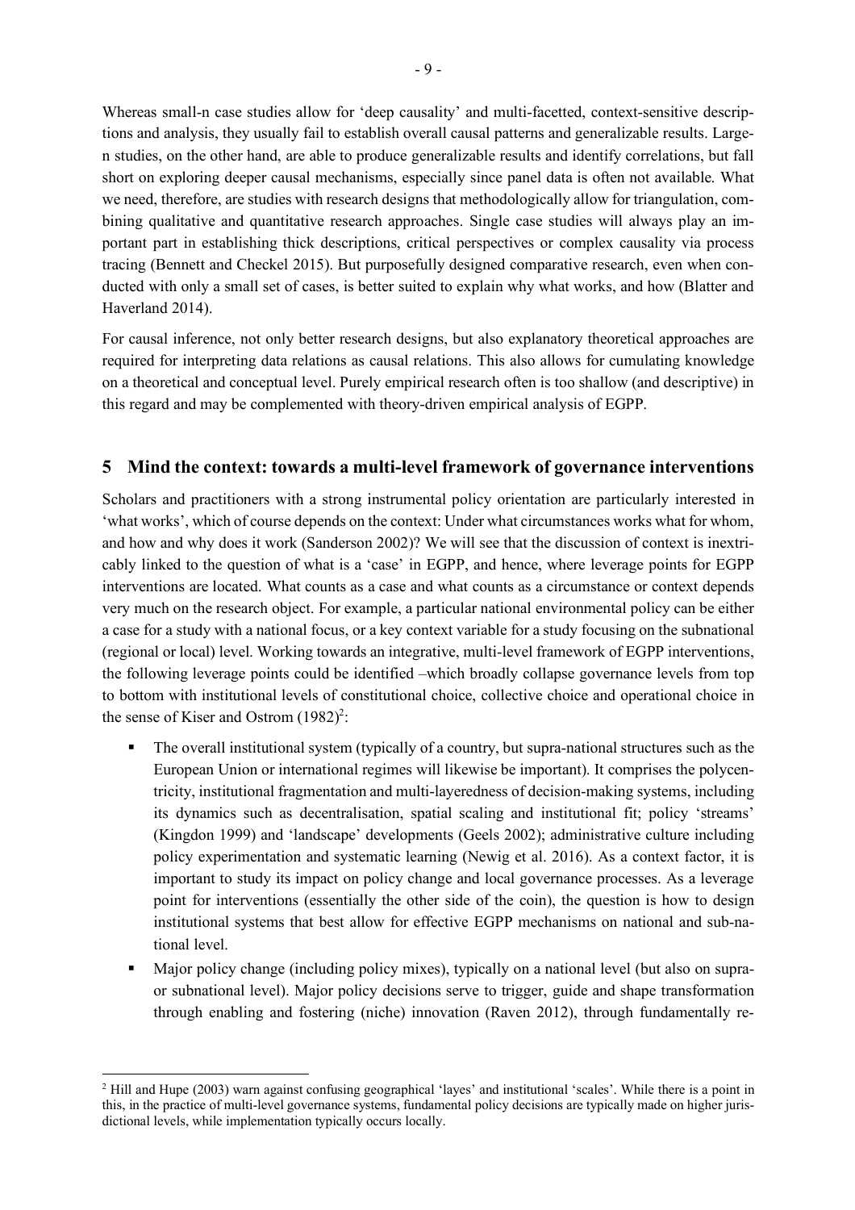Whereas small-n case studies allow for 'deep causality' and multi-facetted, context-sensitive descriptions and analysis, they usually fail to establish overall causal patterns and generalizable results. Large-n studies, on the other hand, are able to produce generalizable results and identify correlations, but fall short on exploring deeper causal mechanisms, especially since panel data is often not available. What we need, therefore, are studies with research designs that methodologically allow for triangulation, combining qualitative and quantitative research approaches. Single case studies will always play an important part in establishing thick descriptions, critical perspectives or complex causality via process tracing (Bennett and Checkel 2015). But purposefully designed comparative research, even when conducted with only a small set of cases, is better suited to explain why what works, and how (Blatter and Haverland 2014).

For causal inference, not only better research designs, but also explanatory theoretical approaches are required for interpreting data relations as causal relations. This also allows for cumulating knowledge on a theoretical and conceptual level. Purely empirical research often is too shallow (and descriptive) in this regard and may be complemented with theory-driven empirical analysis of EGPP.

## 5 Mind the context: towards a multi-level framework of governance interventions

Scholars and practitioners with a strong instrumental policy orientation are particularly interested in 'what works', which of course depends on the context: Under what circumstances works what for whom, and how and why does it work (Sanderson 2002)? We will see that the discussion of context is inextricably linked to the question of what is a 'case' in EGPP, and hence, where leverage points for EGPP interventions are located. What counts as a case and what counts as a circumstance or context depends very much on the research object. For example, a particular national environmental policy can be either a case for a study with a national focus, or a key context variable for a study focusing on the subnational (regional or local) level. Working towards an integrative, multi-level framework of EGPP interventions, the following leverage points could be identified –which broadly collapse governance levels from top to bottom with institutional levels of constitutional choice, collective choice and operational choice in the sense of Kiser and Ostrom (1982)[2]:

- The overall institutional system (typically of a country, but supra-national structures such as the European Union or international regimes will likewise be important). It comprises the polycentricity, institutional fragmentation and multi-layeredness of decision-making systems, including its dynamics such as decentralisation, spatial scaling and institutional fit; policy 'streams' (Kingdon 1999) and 'landscape' developments (Geels 2002); administrative culture including policy experimentation and systematic learning (Newig et al. 2016). As a context factor, it is important to study its impact on policy change and local governance processes. As a leverage point for interventions (essentially the other side of the coin), the question is how to design institutional systems that best allow for effective EGPP mechanisms on national and sub-national level.
- Major policy change (including policy mixes), typically on a national level (but also on supra- or subnational level). Major policy decisions serve to trigger, guide and shape transformation through enabling and fostering (niche) innovation (Raven 2012), through fundamentally re-

[2] Hill and Hupe (2003) warn against confusing geographical 'layes' and institutional 'scales'. While there is a point in this, in the practice of multi-level governance systems, fundamental policy decisions are typically made on higher jurisdictional levels, while implementation typically occurs locally.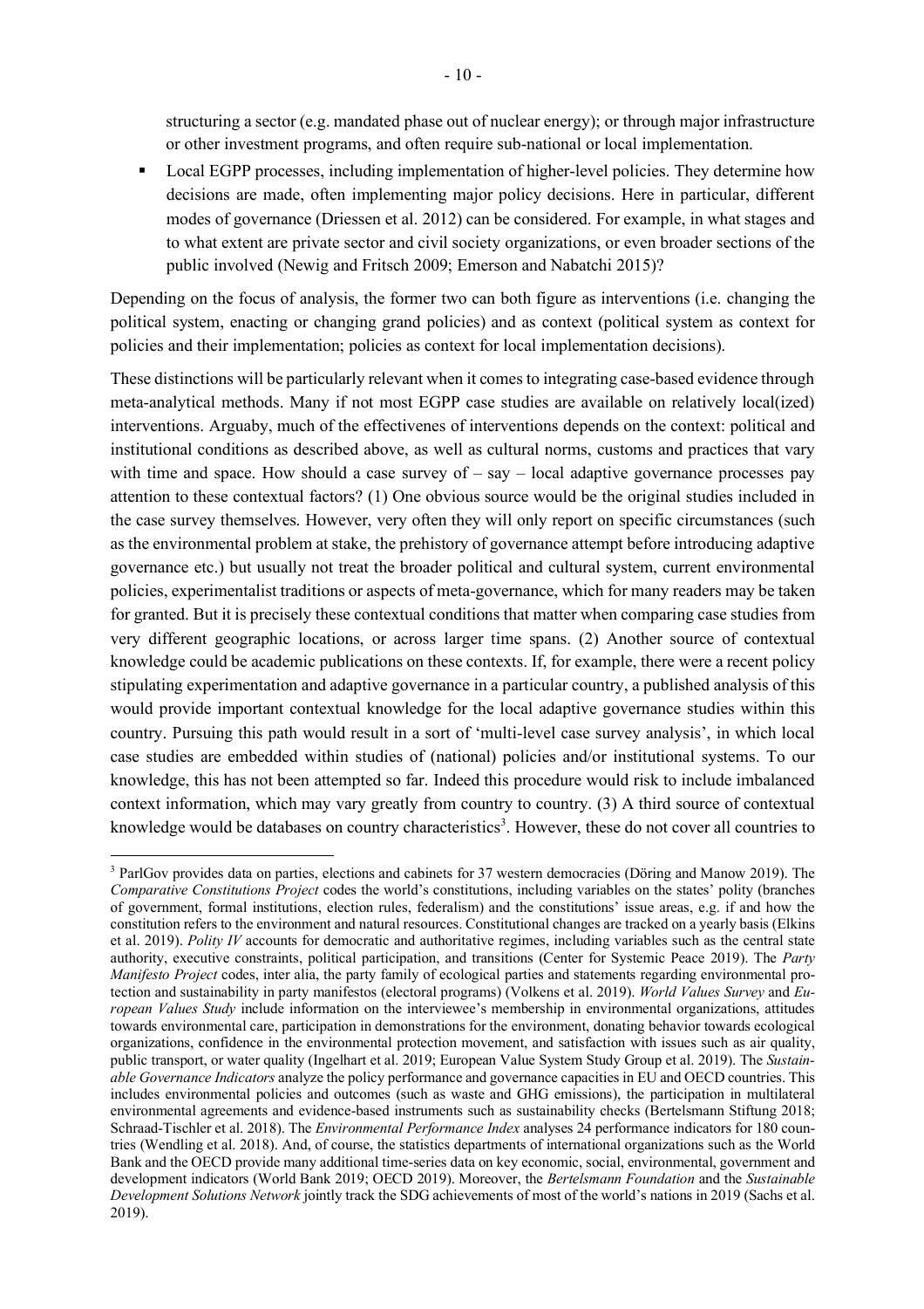structuring a sector (e.g. mandated phase out of nuclear energy); or through major infrastructure or other investment programs, and often require sub-national or local implementation.

- Local EGPP processes, including implementation of higher-level policies. They determine how decisions are made, often implementing major policy decisions. Here in particular, different modes of governance (Driessen et al. 2012) can be considered. For example, in what stages and to what extent are private sector and civil society organizations, or even broader sections of the public involved (Newig and Fritsch 2009; Emerson and Nabatchi 2015)?

Depending on the focus of analysis, the former two can both figure as interventions (i.e. changing the political system, enacting or changing grand policies) and as context (political system as context for policies and their implementation; policies as context for local implementation decisions).

These distinctions will be particularly relevant when it comes to integrating case-based evidence through meta-analytical methods. Many if not most EGPP case studies are available on relatively local(ized) interventions. Arguaby, much of the effectivenes of interventions depends on the context: political and institutional conditions as described above, as well as cultural norms, customs and practices that vary with time and space. How should a case survey of – say – local adaptive governance processes pay attention to these contextual factors? (1) One obvious source would be the original studies included in the case survey themselves. However, very often they will only report on specific circumstances (such as the environmental problem at stake, the prehistory of governance attempt before introducing adaptive governance etc.) but usually not treat the broader political and cultural system, current environmental policies, experimentalist traditions or aspects of meta-governance, which for many readers may be taken for granted. But it is precisely these contextual conditions that matter when comparing case studies from very different geographic locations, or across larger time spans. (2) Another source of contextual knowledge could be academic publications on these contexts. If, for example, there were a recent policy stipulating experimentation and adaptive governance in a particular country, a published analysis of this would provide important contextual knowledge for the local adaptive governance studies within this country. Pursuing this path would result in a sort of 'multi-level case survey analysis', in which local case studies are embedded within studies of (national) policies and/or institutional systems. To our knowledge, this has not been attempted so far. Indeed this procedure would risk to include imbalanced context information, which may vary greatly from country to country. (3) A third source of contextual knowledge would be databases on country characteristics[3]. However, these do not cover all countries to

[3] ParlGov provides data on parties, elections and cabinets for 37 western democracies (Döring and Manow 2019). The *Comparative Constitutions Project* codes the world's constitutions, including variables on the states' polity (branches of government, formal institutions, election rules, federalism) and the constitutions' issue areas, e.g. if and how the constitution refers to the environment and natural resources. Constitutional changes are tracked on a yearly basis (Elkins et al. 2019). *Polity IV* accounts for democratic and authoritative regimes, including variables such as the central state authority, executive constraints, political participation, and transitions (Center for Systemic Peace 2019). The *Party Manifesto Project* codes, inter alia, the party family of ecological parties and statements regarding environmental protection and sustainability in party manifestos (electoral programs) (Volkens et al. 2019). *World Values Survey* and *European Values Study* include information on the interviewee's membership in environmental organizations, attitudes towards environmental care, participation in demonstrations for the environment, donating behavior towards ecological organizations, confidence in the environmental protection movement, and satisfaction with issues such as air quality, public transport, or water quality (Ingelhart et al. 2019; European Value System Study Group et al. 2019). The *Sustainable Governance Indicators* analyze the policy performance and governance capacities in EU and OECD countries. This includes environmental policies and outcomes (such as waste and GHG emissions), the participation in multilateral environmental agreements and evidence-based instruments such as sustainability checks (Bertelsmann Stiftung 2018; Schraad-Tischler et al. 2018). The *Environmental Performance Index* analyses 24 performance indicators for 180 countries (Wendling et al. 2018). And, of course, the statistics departments of international organizations such as the World Bank and the OECD provide many additional time-series data on key economic, social, environmental, government and development indicators (World Bank 2019; OECD 2019). Moreover, the *Bertelsmann Foundation* and the *Sustainable Development Solutions Network* jointly track the SDG achievements of most of the world's nations in 2019 (Sachs et al. 2019).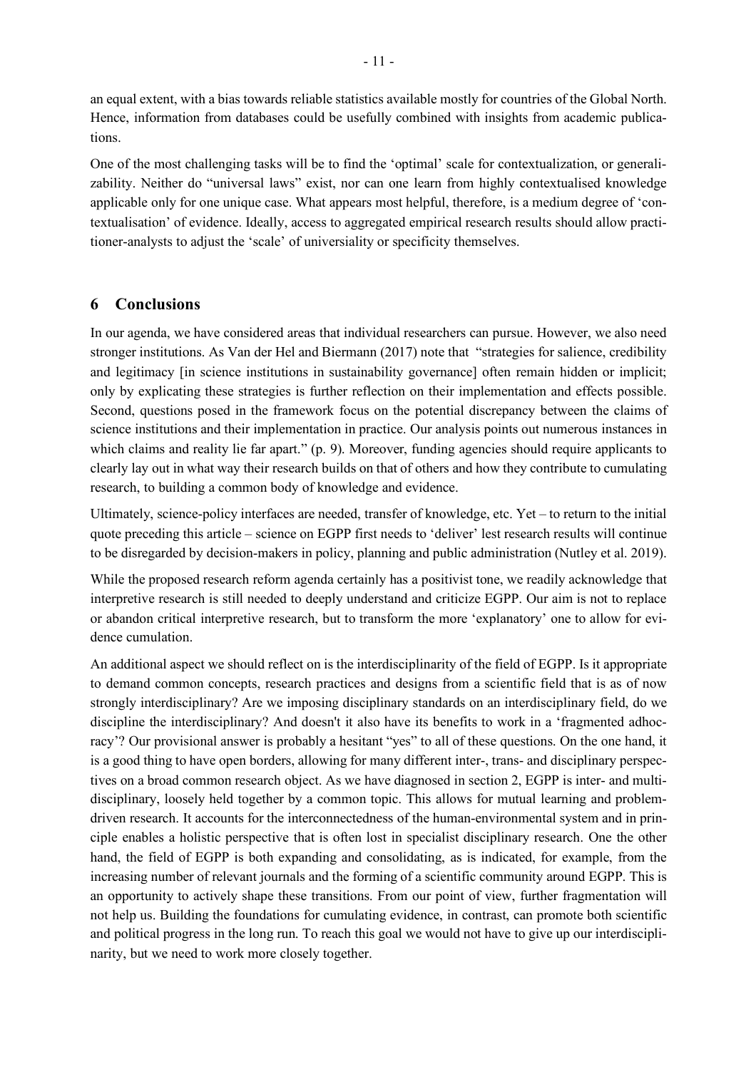an equal extent, with a bias towards reliable statistics available mostly for countries of the Global North. Hence, information from databases could be usefully combined with insights from academic publications.

One of the most challenging tasks will be to find the 'optimal' scale for contextualization, or generalizability. Neither do "universal laws" exist, nor can one learn from highly contextualised knowledge applicable only for one unique case. What appears most helpful, therefore, is a medium degree of 'contextualisation' of evidence. Ideally, access to aggregated empirical research results should allow practitioner-analysts to adjust the 'scale' of universiality or specificity themselves.

## 6 Conclusions

In our agenda, we have considered areas that individual researchers can pursue. However, we also need stronger institutions. As Van der Hel and Biermann (2017) note that "strategies for salience, credibility and legitimacy [in science institutions in sustainability governance] often remain hidden or implicit; only by explicating these strategies is further reflection on their implementation and effects possible. Second, questions posed in the framework focus on the potential discrepancy between the claims of science institutions and their implementation in practice. Our analysis points out numerous instances in which claims and reality lie far apart." (p. 9). Moreover, funding agencies should require applicants to clearly lay out in what way their research builds on that of others and how they contribute to cumulating research, to building a common body of knowledge and evidence.

Ultimately, science-policy interfaces are needed, transfer of knowledge, etc. Yet – to return to the initial quote preceding this article – science on EGPP first needs to 'deliver' lest research results will continue to be disregarded by decision-makers in policy, planning and public administration (Nutley et al. 2019).

While the proposed research reform agenda certainly has a positivist tone, we readily acknowledge that interpretive research is still needed to deeply understand and criticize EGPP. Our aim is not to replace or abandon critical interpretive research, but to transform the more 'explanatory' one to allow for evidence cumulation.

An additional aspect we should reflect on is the interdisciplinarity of the field of EGPP. Is it appropriate to demand common concepts, research practices and designs from a scientific field that is as of now strongly interdisciplinary? Are we imposing disciplinary standards on an interdisciplinary field, do we discipline the interdisciplinary? And doesn't it also have its benefits to work in a 'fragmented adhocracy'? Our provisional answer is probably a hesitant "yes" to all of these questions. On the one hand, it is a good thing to have open borders, allowing for many different inter-, trans- and disciplinary perspectives on a broad common research object. As we have diagnosed in section 2, EGPP is inter- and multidisciplinary, loosely held together by a common topic. This allows for mutual learning and problem-driven research. It accounts for the interconnectedness of the human-environmental system and in principle enables a holistic perspective that is often lost in specialist disciplinary research. One the other hand, the field of EGPP is both expanding and consolidating, as is indicated, for example, from the increasing number of relevant journals and the forming of a scientific community around EGPP. This is an opportunity to actively shape these transitions. From our point of view, further fragmentation will not help us. Building the foundations for cumulating evidence, in contrast, can promote both scientific and political progress in the long run. To reach this goal we would not have to give up our interdisciplinarity, but we need to work more closely together.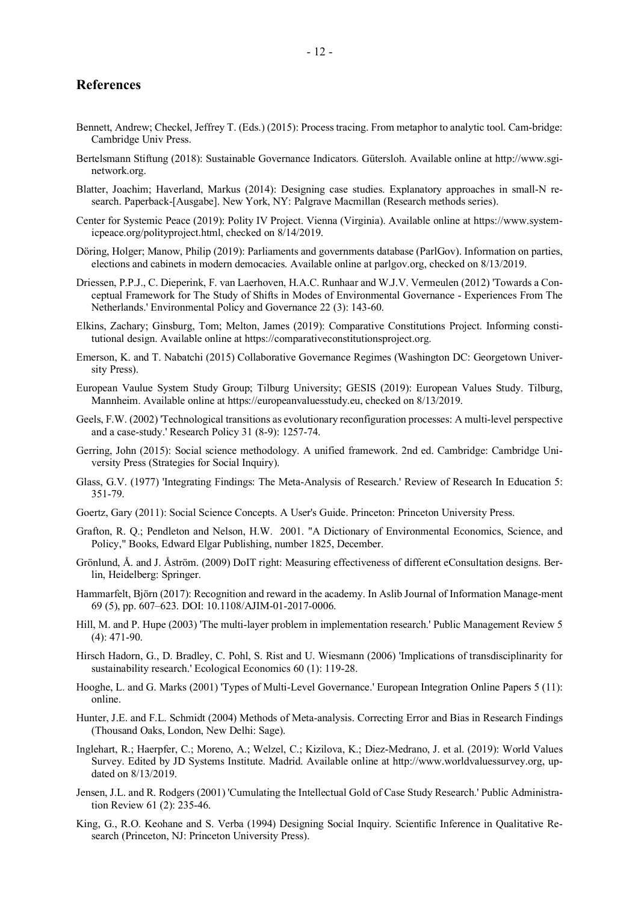## References

Bennett, Andrew; Checkel, Jeffrey T. (Eds.) (2015): Process tracing. From metaphor to analytic tool. Cam-bridge: Cambridge Univ Press.

Bertelsmann Stiftung (2018): Sustainable Governance Indicators. Gütersloh. Available online at http://www.sgi-network.org.

Blatter, Joachim; Haverland, Markus (2014): Designing case studies. Explanatory approaches in small-N research. Paperback-[Ausgabe]. New York, NY: Palgrave Macmillan (Research methods series).

Center for Systemic Peace (2019): Polity IV Project. Vienna (Virginia). Available online at https://www.systemicpeace.org/polityproject.html, checked on 8/14/2019.

Döring, Holger; Manow, Philip (2019): Parliaments and governments database (ParlGov). Information on parties, elections and cabinets in modern democacies. Available online at parlgov.org, checked on 8/13/2019.

Driessen, P.P.J., C. Dieperink, F. van Laerhoven, H.A.C. Runhaar and W.J.V. Vermeulen (2012) 'Towards a Conceptual Framework for The Study of Shifts in Modes of Environmental Governance - Experiences From The Netherlands.' Environmental Policy and Governance 22 (3): 143-60.

Elkins, Zachary; Ginsburg, Tom; Melton, James (2019): Comparative Constitutions Project. Informing constitutional design. Available online at https://comparativeconstitutionsproject.org.

Emerson, K. and T. Nabatchi (2015) Collaborative Governance Regimes (Washington DC: Georgetown University Press).

European Vaulue System Study Group; Tilburg University; GESIS (2019): European Values Study. Tilburg, Mannheim. Available online at https://europeanvaluesstudy.eu, checked on 8/13/2019.

Geels, F.W. (2002) 'Technological transitions as evolutionary reconfiguration processes: A multi-level perspective and a case-study.' Research Policy 31 (8-9): 1257-74.

Gerring, John (2015): Social science methodology. A unified framework. 2nd ed. Cambridge: Cambridge University Press (Strategies for Social Inquiry).

Glass, G.V. (1977) 'Integrating Findings: The Meta-Analysis of Research.' Review of Research In Education 5: 351-79.

Goertz, Gary (2011): Social Science Concepts. A User's Guide. Princeton: Princeton University Press.

Grafton, R. Q.; Pendleton and Nelson, H.W. 2001. "A Dictionary of Environmental Economics, Science, and Policy," Books, Edward Elgar Publishing, number 1825, December.

Grönlund, Å. and J. Åström. (2009) DoIT right: Measuring effectiveness of different eConsultation designs. Berlin, Heidelberg: Springer.

Hammarfelt, Björn (2017): Recognition and reward in the academy. In Aslib Journal of Information Manage-ment 69 (5), pp. 607–623. DOI: 10.1108/AJIM-01-2017-0006.

Hill, M. and P. Hupe (2003) 'The multi-layer problem in implementation research.' Public Management Review 5 (4): 471-90.

Hirsch Hadorn, G., D. Bradley, C. Pohl, S. Rist and U. Wiesmann (2006) 'Implications of transdisciplinarity for sustainability research.' Ecological Economics 60 (1): 119-28.

Hooghe, L. and G. Marks (2001) 'Types of Multi-Level Governance.' European Integration Online Papers 5 (11): online.

Hunter, J.E. and F.L. Schmidt (2004) Methods of Meta-analysis. Correcting Error and Bias in Research Findings (Thousand Oaks, London, New Delhi: Sage).

Inglehart, R.; Haerpfer, C.; Moreno, A.; Welzel, C.; Kizilova, K.; Diez-Medrano, J. et al. (2019): World Values Survey. Edited by JD Systems Institute. Madrid. Available online at http://www.worldvaluessurvey.org, updated on 8/13/2019.

Jensen, J.L. and R. Rodgers (2001) 'Cumulating the Intellectual Gold of Case Study Research.' Public Administration Review 61 (2): 235-46.

King, G., R.O. Keohane and S. Verba (1994) Designing Social Inquiry. Scientific Inference in Qualitative Research (Princeton, NJ: Princeton University Press).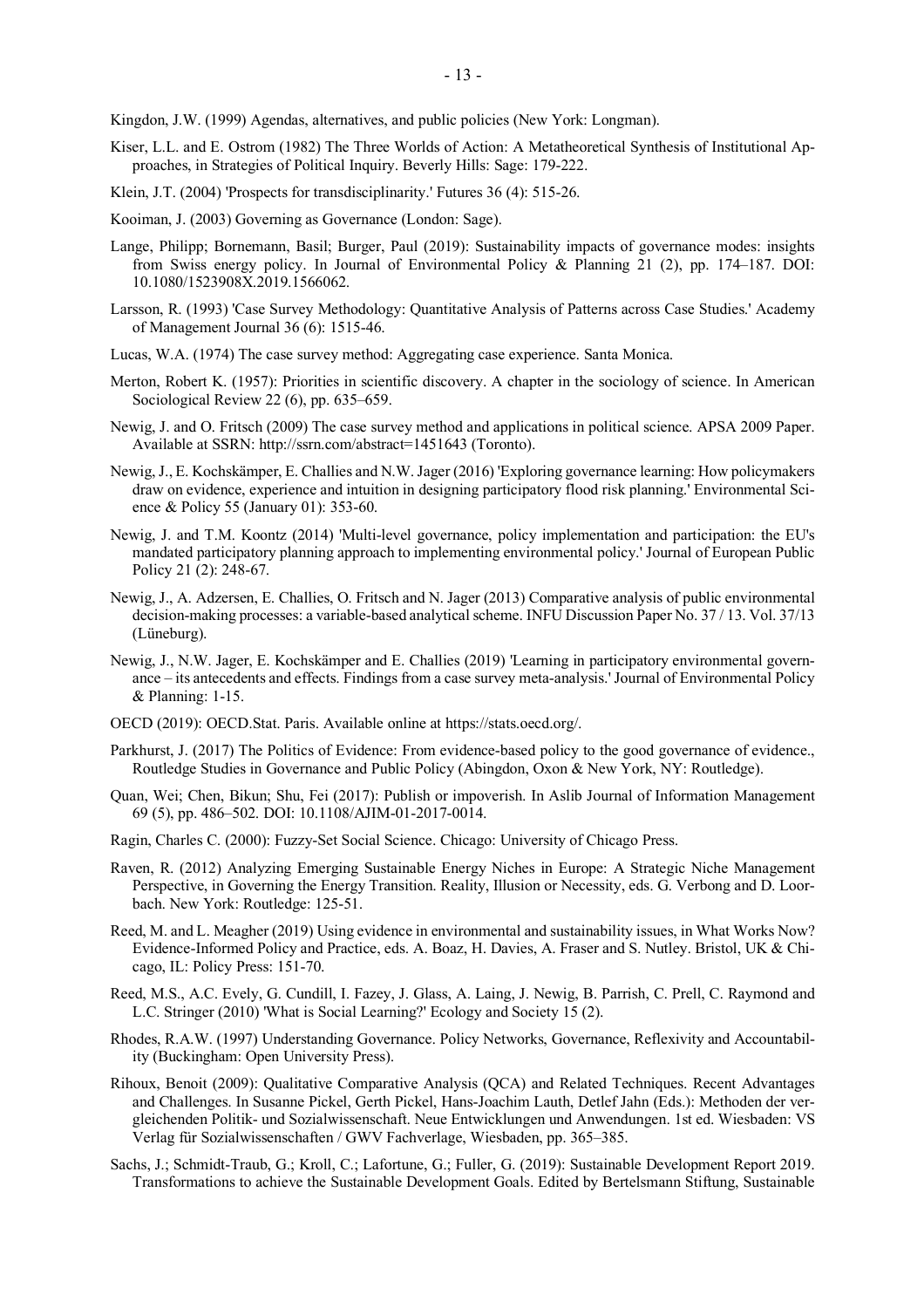Kingdon, J.W. (1999) Agendas, alternatives, and public policies (New York: Longman).

Kiser, L.L. and E. Ostrom (1982) The Three Worlds of Action: A Metatheoretical Synthesis of Institutional Approaches, in Strategies of Political Inquiry. Beverly Hills: Sage: 179-222.

Klein, J.T. (2004) 'Prospects for transdisciplinarity.' Futures 36 (4): 515-26.

Kooiman, J. (2003) Governing as Governance (London: Sage).

Lange, Philipp; Bornemann, Basil; Burger, Paul (2019): Sustainability impacts of governance modes: insights from Swiss energy policy. In Journal of Environmental Policy & Planning 21 (2), pp. 174–187. DOI: 10.1080/1523908X.2019.1566062.

Larsson, R. (1993) 'Case Survey Methodology: Quantitative Analysis of Patterns across Case Studies.' Academy of Management Journal 36 (6): 1515-46.

Lucas, W.A. (1974) The case survey method: Aggregating case experience. Santa Monica.

Merton, Robert K. (1957): Priorities in scientific discovery. A chapter in the sociology of science. In American Sociological Review 22 (6), pp. 635–659.

Newig, J. and O. Fritsch (2009) The case survey method and applications in political science. APSA 2009 Paper. Available at SSRN: http://ssrn.com/abstract=1451643 (Toronto).

Newig, J., E. Kochskämper, E. Challies and N.W. Jager (2016) 'Exploring governance learning: How policymakers draw on evidence, experience and intuition in designing participatory flood risk planning.' Environmental Science & Policy 55 (January 01): 353-60.

Newig, J. and T.M. Koontz (2014) 'Multi-level governance, policy implementation and participation: the EU's mandated participatory planning approach to implementing environmental policy.' Journal of European Public Policy 21 (2): 248-67.

Newig, J., A. Adzersen, E. Challies, O. Fritsch and N. Jager (2013) Comparative analysis of public environmental decision-making processes: a variable-based analytical scheme. INFU Discussion Paper No. 37 / 13. Vol. 37/13 (Lüneburg).

Newig, J., N.W. Jager, E. Kochskämper and E. Challies (2019) 'Learning in participatory environmental governance – its antecedents and effects. Findings from a case survey meta-analysis.' Journal of Environmental Policy & Planning: 1-15.

OECD (2019): OECD.Stat. Paris. Available online at https://stats.oecd.org/.

Parkhurst, J. (2017) The Politics of Evidence: From evidence-based policy to the good governance of evidence., Routledge Studies in Governance and Public Policy (Abingdon, Oxon & New York, NY: Routledge).

Quan, Wei; Chen, Bikun; Shu, Fei (2017): Publish or impoverish. In Aslib Journal of Information Management 69 (5), pp. 486–502. DOI: 10.1108/AJIM-01-2017-0014.

Ragin, Charles C. (2000): Fuzzy-Set Social Science. Chicago: University of Chicago Press.

Raven, R. (2012) Analyzing Emerging Sustainable Energy Niches in Europe: A Strategic Niche Management Perspective, in Governing the Energy Transition. Reality, Illusion or Necessity, eds. G. Verbong and D. Loorbach. New York: Routledge: 125-51.

Reed, M. and L. Meagher (2019) Using evidence in environmental and sustainability issues, in What Works Now? Evidence-Informed Policy and Practice, eds. A. Boaz, H. Davies, A. Fraser and S. Nutley. Bristol, UK & Chicago, IL: Policy Press: 151-70.

Reed, M.S., A.C. Evely, G. Cundill, I. Fazey, J. Glass, A. Laing, J. Newig, B. Parrish, C. Prell, C. Raymond and L.C. Stringer (2010) 'What is Social Learning?' Ecology and Society 15 (2).

Rhodes, R.A.W. (1997) Understanding Governance. Policy Networks, Governance, Reflexivity and Accountability (Buckingham: Open University Press).

Rihoux, Benoit (2009): Qualitative Comparative Analysis (QCA) and Related Techniques. Recent Advantages and Challenges. In Susanne Pickel, Gerth Pickel, Hans-Joachim Lauth, Detlef Jahn (Eds.): Methoden der vergleichenden Politik- und Sozialwissenschaft. Neue Entwicklungen und Anwendungen. 1st ed. Wiesbaden: VS Verlag für Sozialwissenschaften / GWV Fachverlage, Wiesbaden, pp. 365–385.

Sachs, J.; Schmidt-Traub, G.; Kroll, C.; Lafortune, G.; Fuller, G. (2019): Sustainable Development Report 2019. Transformations to achieve the Sustainable Development Goals. Edited by Bertelsmann Stiftung, Sustainable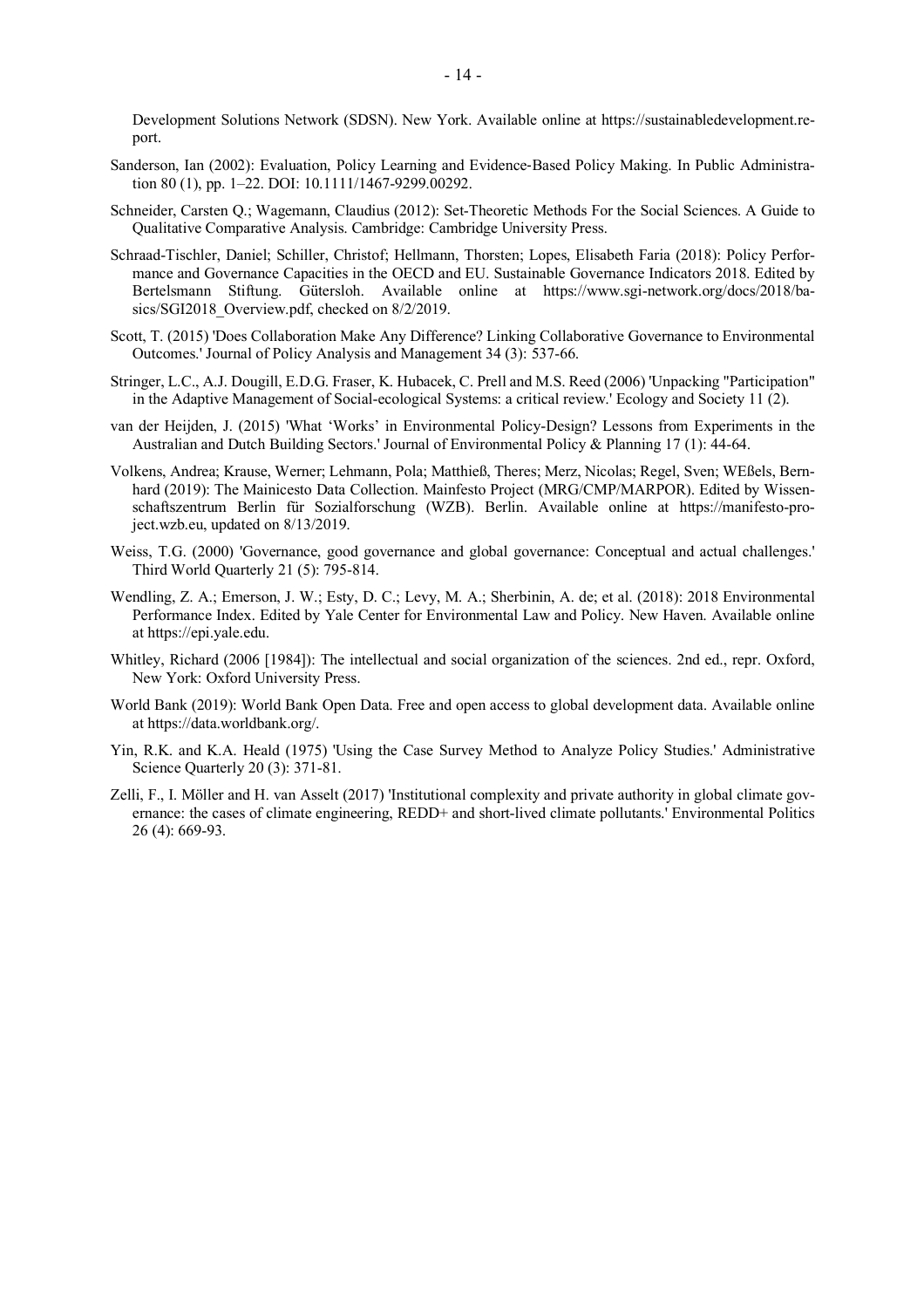Development Solutions Network (SDSN). New York. Available online at https://sustainabledevelopment.report.

Sanderson, Ian (2002): Evaluation, Policy Learning and Evidence-Based Policy Making. In Public Administration 80 (1), pp. 1–22. DOI: 10.1111/1467-9299.00292.

Schneider, Carsten Q.; Wagemann, Claudius (2012): Set-Theoretic Methods For the Social Sciences. A Guide to Qualitative Comparative Analysis. Cambridge: Cambridge University Press.

Schraad-Tischler, Daniel; Schiller, Christof; Hellmann, Thorsten; Lopes, Elisabeth Faria (2018): Policy Performance and Governance Capacities in the OECD and EU. Sustainable Governance Indicators 2018. Edited by Bertelsmann Stiftung. Gütersloh. Available online at https://www.sgi-network.org/docs/2018/basics/SGI2018_Overview.pdf, checked on 8/2/2019.

Scott, T. (2015) 'Does Collaboration Make Any Difference? Linking Collaborative Governance to Environmental Outcomes.' Journal of Policy Analysis and Management 34 (3): 537-66.

Stringer, L.C., A.J. Dougill, E.D.G. Fraser, K. Hubacek, C. Prell and M.S. Reed (2006) 'Unpacking "Participation" in the Adaptive Management of Social-ecological Systems: a critical review.' Ecology and Society 11 (2).

van der Heijden, J. (2015) 'What 'Works' in Environmental Policy-Design? Lessons from Experiments in the Australian and Dutch Building Sectors.' Journal of Environmental Policy & Planning 17 (1): 44-64.

Volkens, Andrea; Krause, Werner; Lehmann, Pola; Matthieß, Theres; Merz, Nicolas; Regel, Sven; WEßels, Bernhard (2019): The Mainicesto Data Collection. Mainfesto Project (MRG/CMP/MARPOR). Edited by Wissenschaftszentrum Berlin für Sozialforschung (WZB). Berlin. Available online at https://manifesto-project.wzb.eu, updated on 8/13/2019.

Weiss, T.G. (2000) 'Governance, good governance and global governance: Conceptual and actual challenges.' Third World Quarterly 21 (5): 795-814.

Wendling, Z. A.; Emerson, J. W.; Esty, D. C.; Levy, M. A.; Sherbinin, A. de; et al. (2018): 2018 Environmental Performance Index. Edited by Yale Center for Environmental Law and Policy. New Haven. Available online at https://epi.yale.edu.

Whitley, Richard (2006 [1984]): The intellectual and social organization of the sciences. 2nd ed., repr. Oxford, New York: Oxford University Press.

World Bank (2019): World Bank Open Data. Free and open access to global development data. Available online at https://data.worldbank.org/.

Yin, R.K. and K.A. Heald (1975) 'Using the Case Survey Method to Analyze Policy Studies.' Administrative Science Quarterly 20 (3): 371-81.

Zelli, F., I. Möller and H. van Asselt (2017) 'Institutional complexity and private authority in global climate governance: the cases of climate engineering, REDD+ and short-lived climate pollutants.' Environmental Politics 26 (4): 669-93.